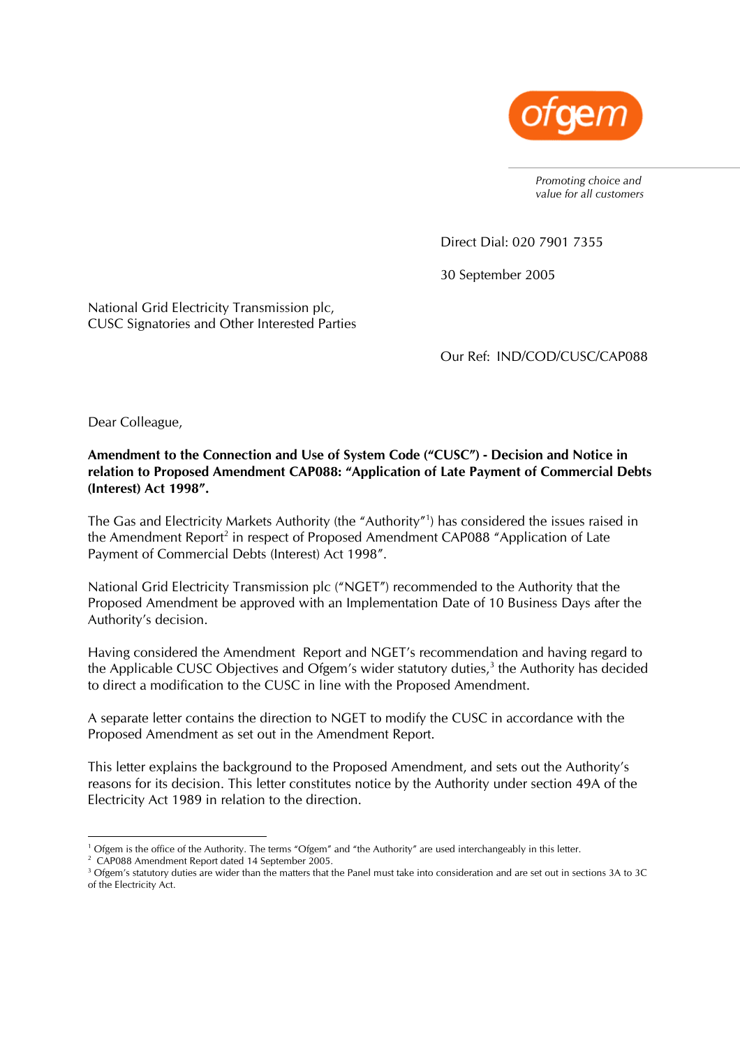ofgem

*Promoting choice and value for all customers*

Direct Dial: 020 7901 7355

30 September 2005

National Grid Electricity Transmission plc,
CUSC Signatories and Other Interested Parties

Our Ref: IND/COD/CUSC/CAP088

Dear Colleague,

**Amendment to the Connection and Use of System Code ("CUSC") - Decision and Notice in relation to Proposed Amendment CAP088: "Application of Late Payment of Commercial Debts (Interest) Act 1998".**

The Gas and Electricity Markets Authority (the "Authority"[1]) has considered the issues raised in the Amendment Report[2] in respect of Proposed Amendment CAP088 "Application of Late Payment of Commercial Debts (Interest) Act 1998".

National Grid Electricity Transmission plc ("NGET") recommended to the Authority that the Proposed Amendment be approved with an Implementation Date of 10 Business Days after the Authority's decision.

Having considered the Amendment Report and NGET's recommendation and having regard to the Applicable CUSC Objectives and Ofgem's wider statutory duties,[3] the Authority has decided to direct a modification to the CUSC in line with the Proposed Amendment.

A separate letter contains the direction to NGET to modify the CUSC in accordance with the Proposed Amendment as set out in the Amendment Report.

This letter explains the background to the Proposed Amendment, and sets out the Authority's reasons for its decision. This letter constitutes notice by the Authority under section 49A of the Electricity Act 1989 in relation to the direction.

---

[1] Ofgem is the office of the Authority. The terms "Ofgem" and "the Authority" are used interchangeably in this letter.

[2] CAP088 Amendment Report dated 14 September 2005.

[3] Ofgem's statutory duties are wider than the matters that the Panel must take into consideration and are set out in sections 3A to 3C of the Electricity Act.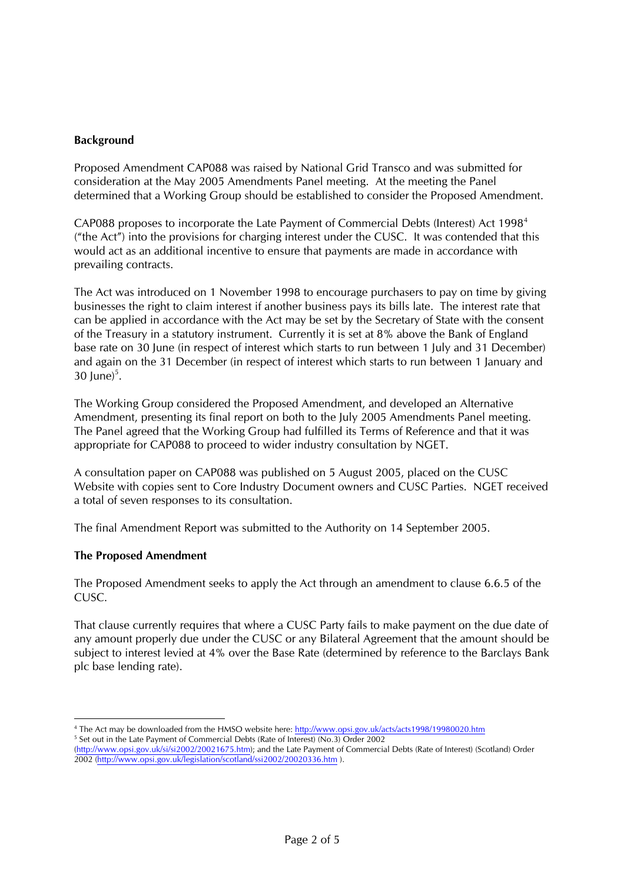**Background**

Proposed Amendment CAP088 was raised by National Grid Transco and was submitted for consideration at the May 2005 Amendments Panel meeting. At the meeting the Panel determined that a Working Group should be established to consider the Proposed Amendment.

CAP088 proposes to incorporate the Late Payment of Commercial Debts (Interest) Act 1998[4] ("the Act") into the provisions for charging interest under the CUSC. It was contended that this would act as an additional incentive to ensure that payments are made in accordance with prevailing contracts.

The Act was introduced on 1 November 1998 to encourage purchasers to pay on time by giving businesses the right to claim interest if another business pays its bills late. The interest rate that can be applied in accordance with the Act may be set by the Secretary of State with the consent of the Treasury in a statutory instrument. Currently it is set at 8% above the Bank of England base rate on 30 June (in respect of interest which starts to run between 1 July and 31 December) and again on the 31 December (in respect of interest which starts to run between 1 January and 30 June)[5].

The Working Group considered the Proposed Amendment, and developed an Alternative Amendment, presenting its final report on both to the July 2005 Amendments Panel meeting. The Panel agreed that the Working Group had fulfilled its Terms of Reference and that it was appropriate for CAP088 to proceed to wider industry consultation by NGET.

A consultation paper on CAP088 was published on 5 August 2005, placed on the CUSC Website with copies sent to Core Industry Document owners and CUSC Parties. NGET received a total of seven responses to its consultation.

The final Amendment Report was submitted to the Authority on 14 September 2005.

**The Proposed Amendment**

The Proposed Amendment seeks to apply the Act through an amendment to clause 6.6.5 of the CUSC.

That clause currently requires that where a CUSC Party fails to make payment on the due date of any amount properly due under the CUSC or any Bilateral Agreement that the amount should be subject to interest levied at 4% over the Base Rate (determined by reference to the Barclays Bank plc base lending rate).

---

[4] The Act may be downloaded from the HMSO website here: http://www.opsi.gov.uk/acts/acts1998/19980020.htm

[5] Set out in the Late Payment of Commercial Debts (Rate of Interest) (No.3) Order 2002 (http://www.opsi.gov.uk/si/si2002/20021675.htm); and the Late Payment of Commercial Debts (Rate of Interest) (Scotland) Order 2002 (http://www.opsi.gov.uk/legislation/scotland/ssi2002/20020336.htm ).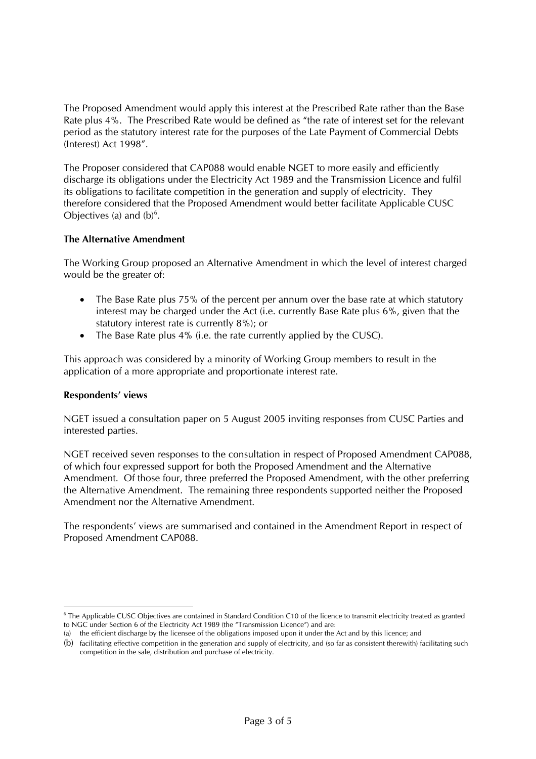The Proposed Amendment would apply this interest at the Prescribed Rate rather than the Base Rate plus 4%. The Prescribed Rate would be defined as "the rate of interest set for the relevant period as the statutory interest rate for the purposes of the Late Payment of Commercial Debts (Interest) Act 1998".

The Proposer considered that CAP088 would enable NGET to more easily and efficiently discharge its obligations under the Electricity Act 1989 and the Transmission Licence and fulfil its obligations to facilitate competition in the generation and supply of electricity. They therefore considered that the Proposed Amendment would better facilitate Applicable CUSC Objectives (a) and (b)[6].

**The Alternative Amendment**

The Working Group proposed an Alternative Amendment in which the level of interest charged would be the greater of:

- The Base Rate plus 75% of the percent per annum over the base rate at which statutory interest may be charged under the Act (i.e. currently Base Rate plus 6%, given that the statutory interest rate is currently 8%); or
- The Base Rate plus 4% (i.e. the rate currently applied by the CUSC).

This approach was considered by a minority of Working Group members to result in the application of a more appropriate and proportionate interest rate.

**Respondents' views**

NGET issued a consultation paper on 5 August 2005 inviting responses from CUSC Parties and interested parties.

NGET received seven responses to the consultation in respect of Proposed Amendment CAP088, of which four expressed support for both the Proposed Amendment and the Alternative Amendment. Of those four, three preferred the Proposed Amendment, with the other preferring the Alternative Amendment. The remaining three respondents supported neither the Proposed Amendment nor the Alternative Amendment.

The respondents' views are summarised and contained in the Amendment Report in respect of Proposed Amendment CAP088.

---

[6] The Applicable CUSC Objectives are contained in Standard Condition C10 of the licence to transmit electricity treated as granted to NGC under Section 6 of the Electricity Act 1989 (the "Transmission Licence") and are:

(a) the efficient discharge by the licensee of the obligations imposed upon it under the Act and by this licence; and

(b) facilitating effective competition in the generation and supply of electricity, and (so far as consistent therewith) facilitating such competition in the sale, distribution and purchase of electricity.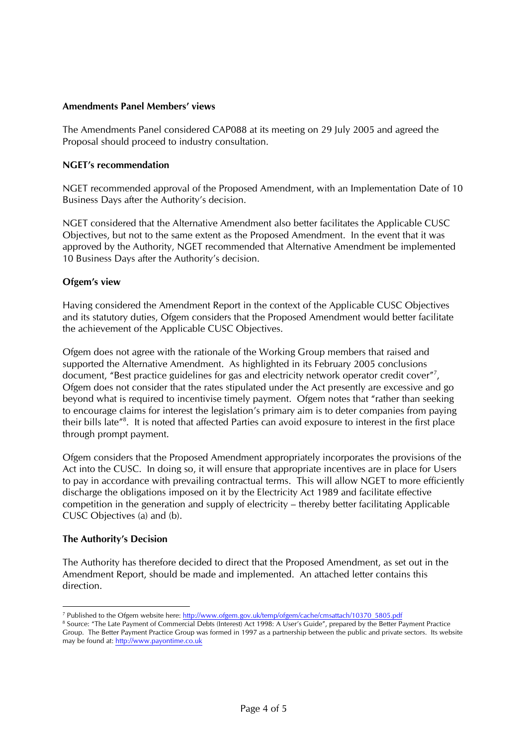**Amendments Panel Members' views**

The Amendments Panel considered CAP088 at its meeting on 29 July 2005 and agreed the Proposal should proceed to industry consultation.

**NGET's recommendation**

NGET recommended approval of the Proposed Amendment, with an Implementation Date of 10 Business Days after the Authority's decision.

NGET considered that the Alternative Amendment also better facilitates the Applicable CUSC Objectives, but not to the same extent as the Proposed Amendment. In the event that it was approved by the Authority, NGET recommended that Alternative Amendment be implemented 10 Business Days after the Authority's decision.

**Ofgem's view**

Having considered the Amendment Report in the context of the Applicable CUSC Objectives and its statutory duties, Ofgem considers that the Proposed Amendment would better facilitate the achievement of the Applicable CUSC Objectives.

Ofgem does not agree with the rationale of the Working Group members that raised and supported the Alternative Amendment. As highlighted in its February 2005 conclusions document, "Best practice guidelines for gas and electricity network operator credit cover"[7], Ofgem does not consider that the rates stipulated under the Act presently are excessive and go beyond what is required to incentivise timely payment. Ofgem notes that "rather than seeking to encourage claims for interest the legislation's primary aim is to deter companies from paying their bills late"[8]. It is noted that affected Parties can avoid exposure to interest in the first place through prompt payment.

Ofgem considers that the Proposed Amendment appropriately incorporates the provisions of the Act into the CUSC. In doing so, it will ensure that appropriate incentives are in place for Users to pay in accordance with prevailing contractual terms. This will allow NGET to more efficiently discharge the obligations imposed on it by the Electricity Act 1989 and facilitate effective competition in the generation and supply of electricity – thereby better facilitating Applicable CUSC Objectives (a) and (b).

**The Authority's Decision**

The Authority has therefore decided to direct that the Proposed Amendment, as set out in the Amendment Report, should be made and implemented. An attached letter contains this direction.

---

[7] Published to the Ofgem website here: http://www.ofgem.gov.uk/temp/ofgem/cache/cmsattach/10370_5805.pdf

[8] Source: "The Late Payment of Commercial Debts (Interest) Act 1998: A User's Guide", prepared by the Better Payment Practice Group. The Better Payment Practice Group was formed in 1997 as a partnership between the public and private sectors. Its website may be found at: http://www.payontime.co.uk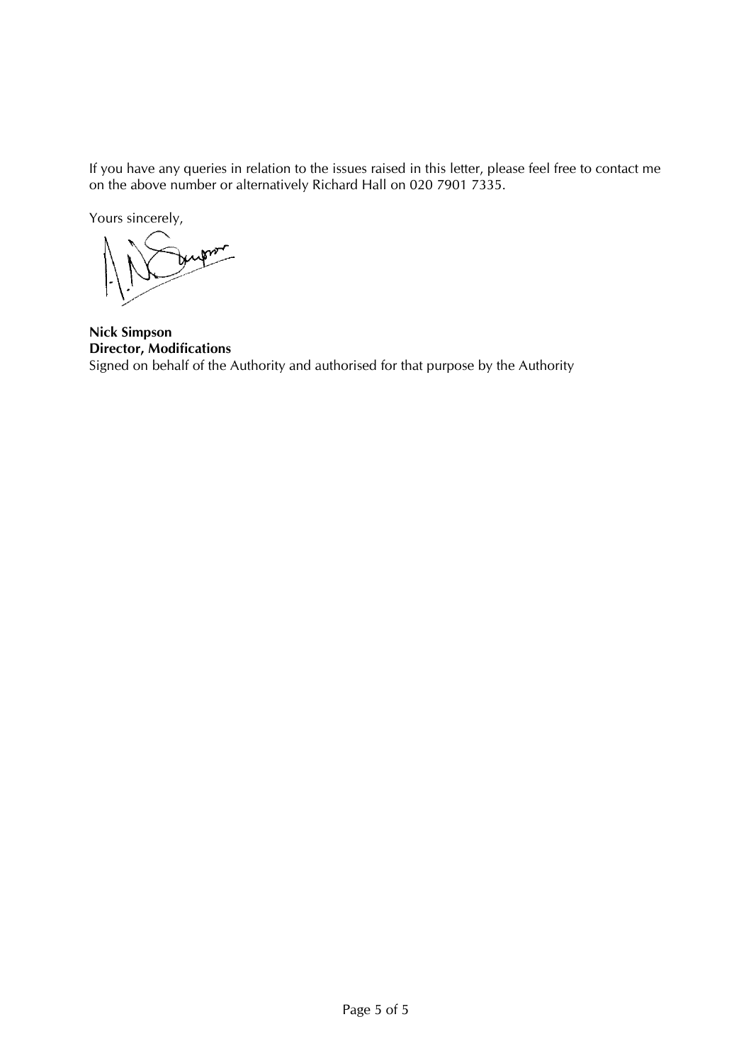If you have any queries in relation to the issues raised in this letter, please feel free to contact me on the above number or alternatively Richard Hall on 020 7901 7335.

Yours sincerely,

**Nick Simpson**
**Director, Modifications**
Signed on behalf of the Authority and authorised for that purpose by the Authority